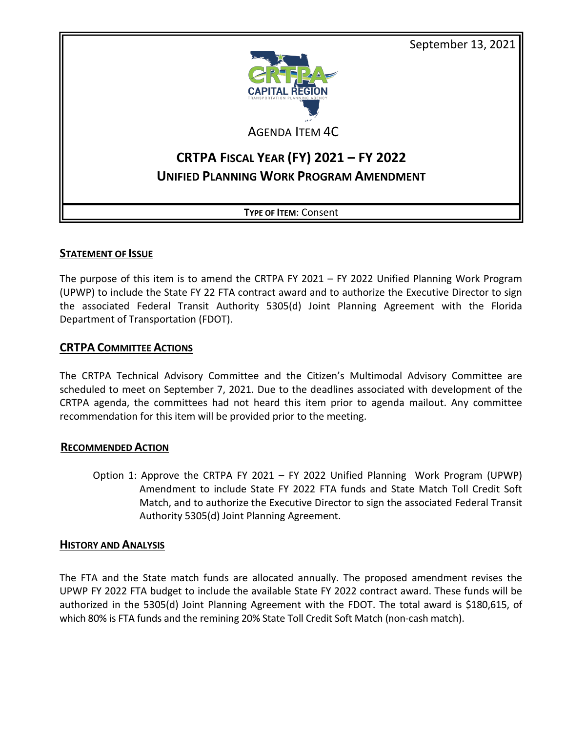September 13, 2021

AGENDA ITEM 4C

# CRTPA FISCAL YEAR (FY) 2021 – FY 2022
## UNIFIED PLANNING WORK PROGRAM AMENDMENT

**TYPE OF ITEM**: Consent

## STATEMENT OF ISSUE

The purpose of this item is to amend the CRTPA FY 2021 – FY 2022 Unified Planning Work Program (UPWP) to include the State FY 22 FTA contract award and to authorize the Executive Director to sign the associated Federal Transit Authority 5305(d) Joint Planning Agreement with the Florida Department of Transportation (FDOT).

## CRTPA COMMITTEE ACTIONS

The CRTPA Technical Advisory Committee and the Citizen's Multimodal Advisory Committee are scheduled to meet on September 7, 2021. Due to the deadlines associated with development of the CRTPA agenda, the committees had not heard this item prior to agenda mailout. Any committee recommendation for this item will be provided prior to the meeting.

## RECOMMENDED ACTION

Option 1: Approve the CRTPA FY 2021 – FY 2022 Unified Planning Work Program (UPWP) Amendment to include State FY 2022 FTA funds and State Match Toll Credit Soft Match, and to authorize the Executive Director to sign the associated Federal Transit Authority 5305(d) Joint Planning Agreement.

## HISTORY AND ANALYSIS

The FTA and the State match funds are allocated annually. The proposed amendment revises the UPWP FY 2022 FTA budget to include the available State FY 2022 contract award. These funds will be authorized in the 5305(d) Joint Planning Agreement with the FDOT. The total award is $180,615, of which 80% is FTA funds and the remining 20% State Toll Credit Soft Match (non-cash match).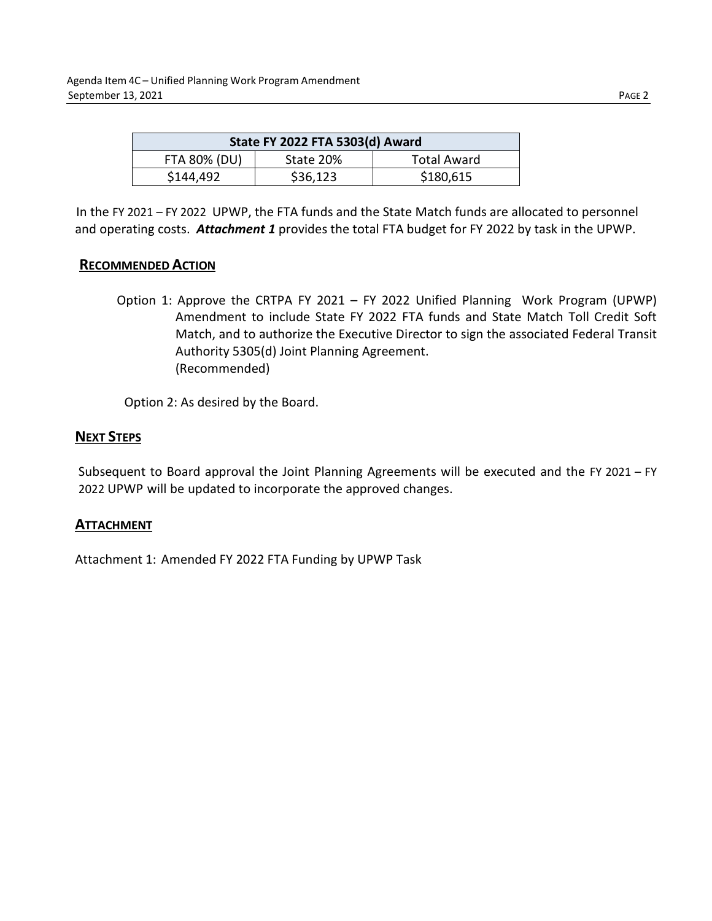| State FY 2022 FTA 5303(d) Award | | |
|---|---|---|
| FTA 80% (DU) | State 20% | Total Award |
| \$144,492 | \$36,123 | \$180,615 |

In the FY 2021 – FY 2022 UPWP, the FTA funds and the State Match funds are allocated to personnel and operating costs. ***Attachment 1*** provides the total FTA budget for FY 2022 by task in the UPWP.

## RECOMMENDED ACTION

Option 1: Approve the CRTPA FY 2021 – FY 2022 Unified Planning Work Program (UPWP) Amendment to include State FY 2022 FTA funds and State Match Toll Credit Soft Match, and to authorize the Executive Director to sign the associated Federal Transit Authority 5305(d) Joint Planning Agreement. (Recommended)

Option 2: As desired by the Board.

## NEXT STEPS

Subsequent to Board approval the Joint Planning Agreements will be executed and the FY 2021 – FY 2022 UPWP will be updated to incorporate the approved changes.

## ATTACHMENT

Attachment 1: Amended FY 2022 FTA Funding by UPWP Task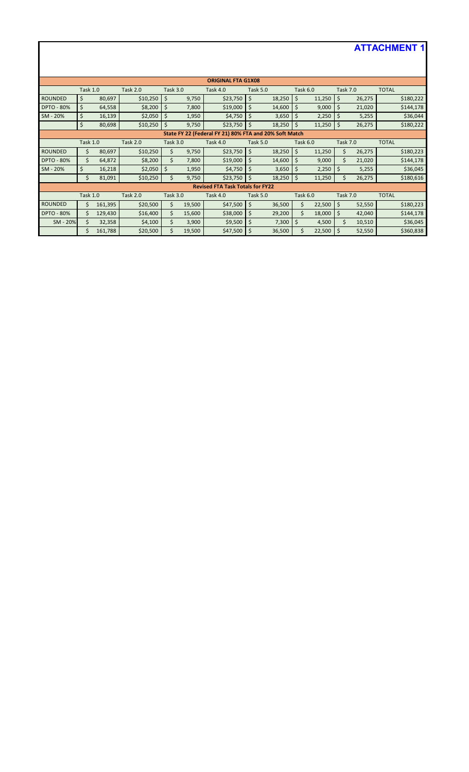# ATTACHMENT 1

| | Task 1.0 | Task 2.0 | Task 3.0 | Task 4.0 | Task 5.0 | Task 6.0 | Task 7.0 | TOTAL |
|---|---|---|---|---|---|---|---|---|
| **ORIGINAL FTA G1X08** | | | | | | | | |
| ROUNDED | $ 80,697 | $10,250 | $ 9,750 | $23,750 | $ 18,250 | $ 11,250 | $ 26,275 | $180,222 |
| DPTO - 80% | $ 64,558 | $8,200 | $ 7,800 | $19,000 | $ 14,600 | $ 9,000 | $ 21,020 | $144,178 |
| SM - 20% | $ 16,139 | $2,050 | $ 1,950 | $4,750 | $ 3,650 | $ 2,250 | $ 5,255 | $36,044 |
| | $ 80,698 | $10,250 | $ 9,750 | $23,750 | $ 18,250 | $ 11,250 | $ 26,275 | $180,222 |
| **State FY 22 (Federal FY 21) 80% FTA and 20% Soft Match** | | | | | | | | |
| | Task 1.0 | Task 2.0 | Task 3.0 | Task 4.0 | Task 5.0 | Task 6.0 | Task 7.0 | TOTAL |
| ROUNDED | $ 80,697 | $10,250 | $ 9,750 | $23,750 | $ 18,250 | $ 11,250 | $ 26,275 | $180,223 |
| DPTO - 80% | $ 64,872 | $8,200 | $ 7,800 | $19,000 | $ 14,600 | $ 9,000 | $ 21,020 | $144,178 |
| SM - 20% | $ 16,218 | $2,050 | $ 1,950 | $4,750 | $ 3,650 | $ 2,250 | $ 5,255 | $36,045 |
| | $ 81,091 | $10,250 | $ 9,750 | $23,750 | $ 18,250 | $ 11,250 | $ 26,275 | $180,616 |
| **Revised FTA Task Totals for FY22** | | | | | | | | |
| | Task 1.0 | Task 2.0 | Task 3.0 | Task 4.0 | Task 5.0 | Task 6.0 | Task 7.0 | TOTAL |
| ROUNDED | $ 161,395 | $20,500 | $ 19,500 | $47,500 | $ 36,500 | $ 22,500 | $ 52,550 | $180,223 |
| DPTO - 80% | $ 129,430 | $16,400 | $ 15,600 | $38,000 | $ 29,200 | $ 18,000 | $ 42,040 | $144,178 |
| SM - 20% | $ 32,358 | $4,100 | $ 3,900 | $9,500 | $ 7,300 | $ 4,500 | $ 10,510 | $36,045 |
| | $ 161,788 | $20,500 | $ 19,500 | $47,500 | $ 36,500 | $ 22,500 | $ 52,550 | $360,838 |